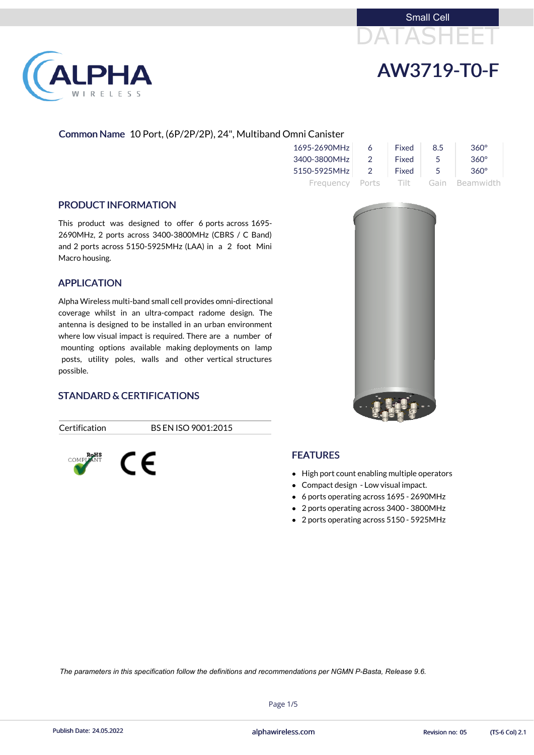Small Cell

DATASHEET

# AW3719-T0-F

**Common Name** 10 Port, (6P/2P/2P), 24", Multiband Omni Canister

| Frequency | Ports | Tilt | Gain | Beamwidth |
|---|---|---|---|---|
| 1695-2690MHz | 6 | Fixed | 8.5 | 360° |
| 3400-3800MHz | 2 | Fixed | 5 | 360° |
| 5150-5925MHz | 2 | Fixed | 5 | 360° |

## PRODUCT INFORMATION

This product was designed to offer 6 ports across 1695-2690MHz, 2 ports across 3400-3800MHz (CBRS / C Band) and 2 ports across 5150-5925MHz (LAA) in a 2 foot Mini Macro housing.

## APPLICATION

Alpha Wireless multi-band small cell provides omni-directional coverage whilst in an ultra-compact radome design. The antenna is designed to be installed in an urban environment where low visual impact is required. There are a number of mounting options available making deployments on lamp posts, utility poles, walls and other vertical structures possible.

## STANDARD & CERTIFICATIONS

| Certification | BS EN ISO 9001:2015 |
|---|---|

## FEATURES

- High port count enabling multiple operators
- Compact design - Low visual impact.
- 6 ports operating across 1695 - 2690MHz
- 2 ports operating across 3400 - 3800MHz
- 2 ports operating across 5150 - 5925MHz

*The parameters in this specification follow the definitions and recommendations per NGMN P-Basta, Release 9.6.*

Publish Date: 24.05.2022 alphawireless.com Revision no: 05 (TS-6 Col) 2.1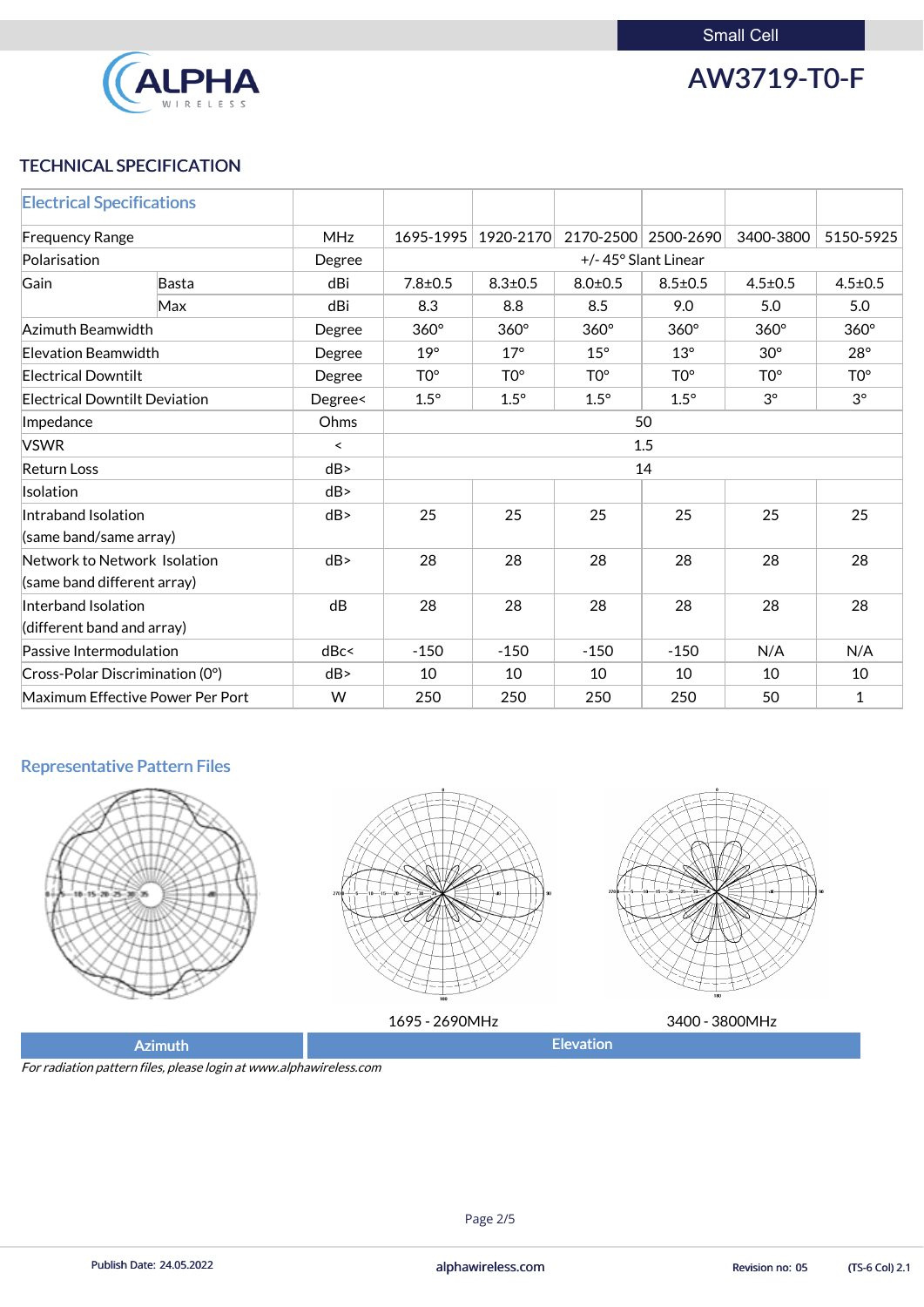Small Cell

# AW3719-T0-F

## TECHNICAL SPECIFICATION

| Electrical Specifications | | | | | | | | |
|---|---|---|---|---|---|---|---|---|
| Frequency Range | | MHz | 1695-1995 | 1920-2170 | 2170-2500 | 2500-2690 | 3400-3800 | 5150-5925 |
| Polarisation | | Degree | +/- 45° Slant Linear | | | | | |
| Gain | Basta | dBi | 7.8±0.5 | 8.3±0.5 | 8.0±0.5 | 8.5±0.5 | 4.5±0.5 | 4.5±0.5 |
| | Max | dBi | 8.3 | 8.8 | 8.5 | 9.0 | 5.0 | 5.0 |
| Azimuth Beamwidth | | Degree | 360° | 360° | 360° | 360° | 360° | 360° |
| Elevation Beamwidth | | Degree | 19° | 17° | 15° | 13° | 30° | 28° |
| Electrical Downtilt | | Degree | T0° | T0° | T0° | T0° | T0° | T0° |
| Electrical Downtilt Deviation | | Degree< | 1.5° | 1.5° | 1.5° | 1.5° | 3° | 3° |
| Impedance | | Ohms | 50 | | | | | |
| VSWR | | < | 1.5 | | | | | |
| Return Loss | | dB> | 14 | | | | | |
| Isolation | | dB> | | | | | | |
| Intraband Isolation (same band/same array) | | dB> | 25 | 25 | 25 | 25 | 25 | 25 |
| Network to Network Isolation (same band different array) | | dB> | 28 | 28 | 28 | 28 | 28 | 28 |
| Interband Isolation (different band and array) | | dB | 28 | 28 | 28 | 28 | 28 | 28 |
| Passive Intermodulation | | dBc< | -150 | -150 | -150 | -150 | N/A | N/A |
| Cross-Polar Discrimination (0°) | | dB> | 10 | 10 | 10 | 10 | 10 | 10 |
| Maximum Effective Power Per Port | | W | 250 | 250 | 250 | 250 | 50 | 1 |

### Representative Pattern Files

1695 - 2690MHz

3400 - 3800MHz

| Azimuth | Elevation |
|---|---|

*For radiation pattern files, please login at www.alphawireless.com*

Publish Date: 24.05.2022 | alphawireless.com | Revision no: 05 | (TS-6 Col) 2.1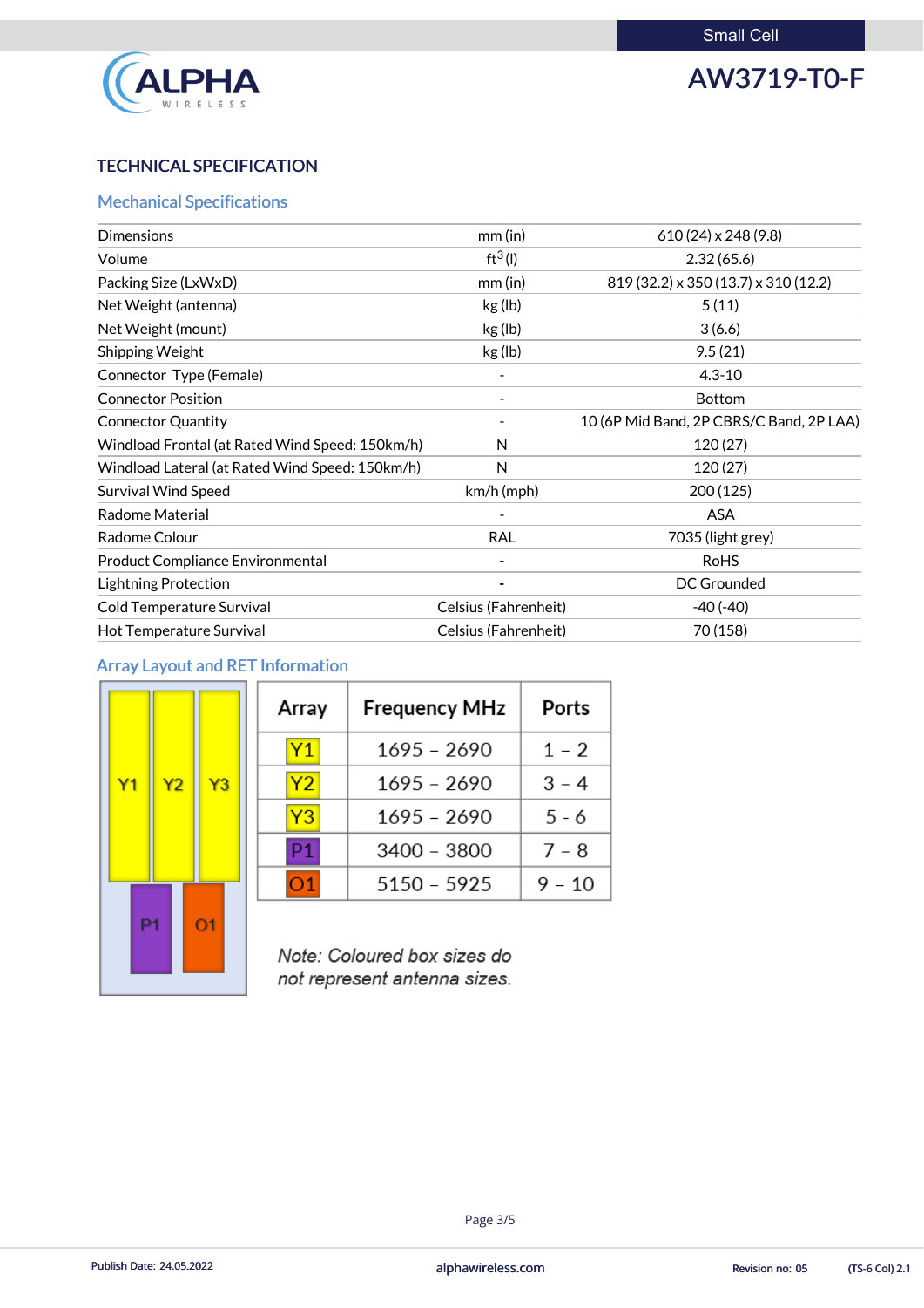Small Cell

# AW3719-T0-F

## TECHNICAL SPECIFICATION

### Mechanical Specifications

| | | |
|---|---|---|
| Dimensions | mm (in) | 610 (24) x 248 (9.8) |
| Volume | $ft^3$ (l) | 2.32 (65.6) |
| Packing Size (LxWxD) | mm (in) | 819 (32.2) x 350 (13.7) x 310 (12.2) |
| Net Weight (antenna) | kg (lb) | 5 (11) |
| Net Weight (mount) | kg (lb) | 3 (6.6) |
| Shipping Weight | kg (lb) | 9.5 (21) |
| Connector Type (Female) | - | 4.3-10 |
| Connector Position | - | Bottom |
| Connector Quantity | - | 10 (6P Mid Band, 2P CBRS/C Band, 2P LAA) |
| Windload Frontal (at Rated Wind Speed: 150km/h) | N | 120 (27) |
| Windload Lateral (at Rated Wind Speed: 150km/h) | N | 120 (27) |
| Survival Wind Speed | km/h (mph) | 200 (125) |
| Radome Material | - | ASA |
| Radome Colour | RAL | 7035 (light grey) |
| Product Compliance Environmental | - | RoHS |
| Lightning Protection | - | DC Grounded |
| Cold Temperature Survival | Celsius (Fahrenheit) | -40 (-40) |
| Hot Temperature Survival | Celsius (Fahrenheit) | 70 (158) |

### Array Layout and RET Information

| Array | Frequency MHz | Ports |
|---|---|---|
| Y1 | 1695 – 2690 | 1 – 2 |
| Y2 | 1695 – 2690 | 3 – 4 |
| Y3 | 1695 – 2690 | 5 - 6 |
| P1 | 3400 – 3800 | 7 – 8 |
| O1 | 5150 – 5925 | 9 – 10 |

*Note: Coloured box sizes do not represent antenna sizes.*

Publish Date: 24.05.2022 | alphawireless.com | Revision no: 05 | (TS-6 Col) 2.1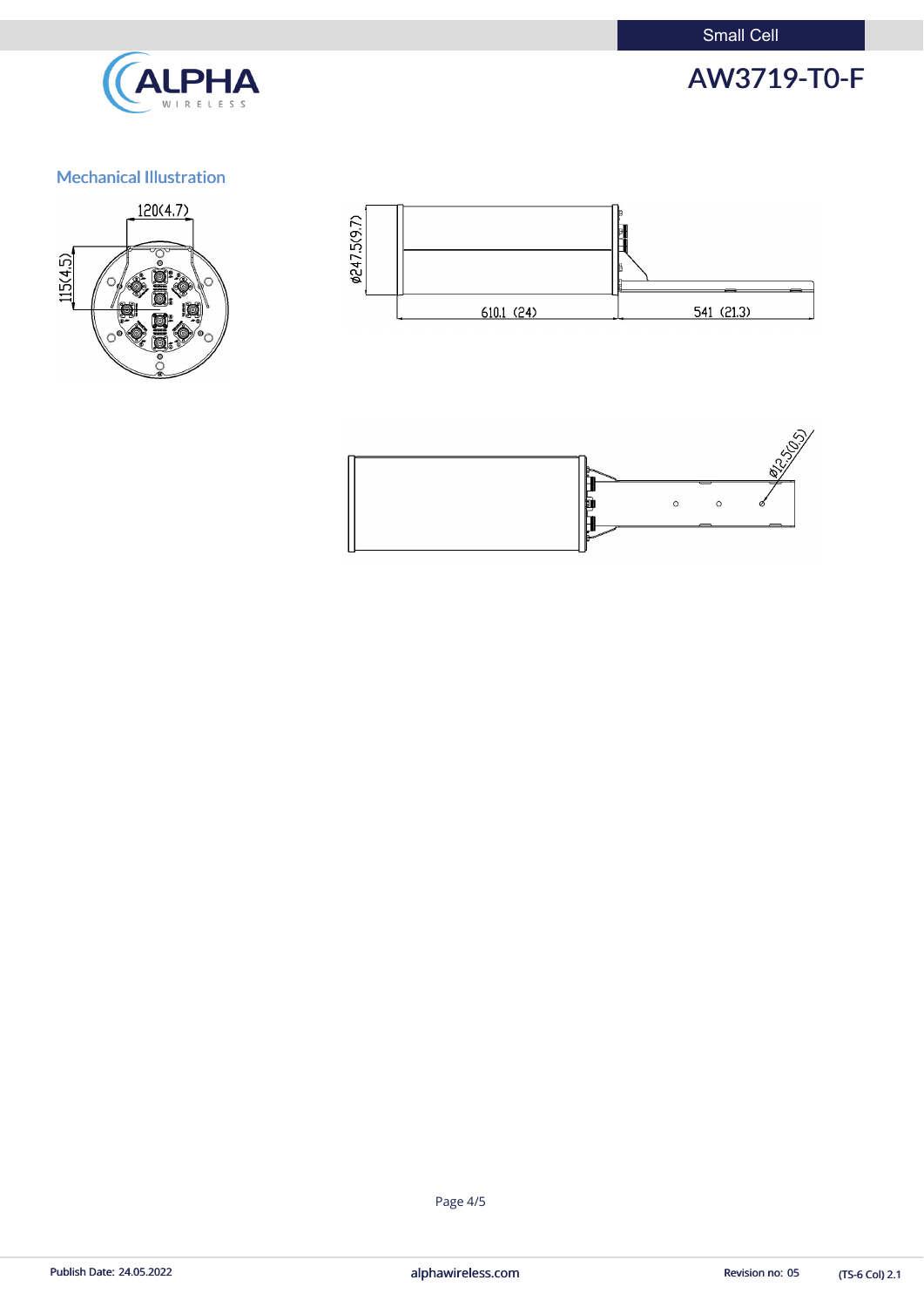## Mechanical Illustration

120(4.7)

115(4.5)

ø247.5(9.7)

610.1 (24)

541 (21.3)

ø12.5(0.5)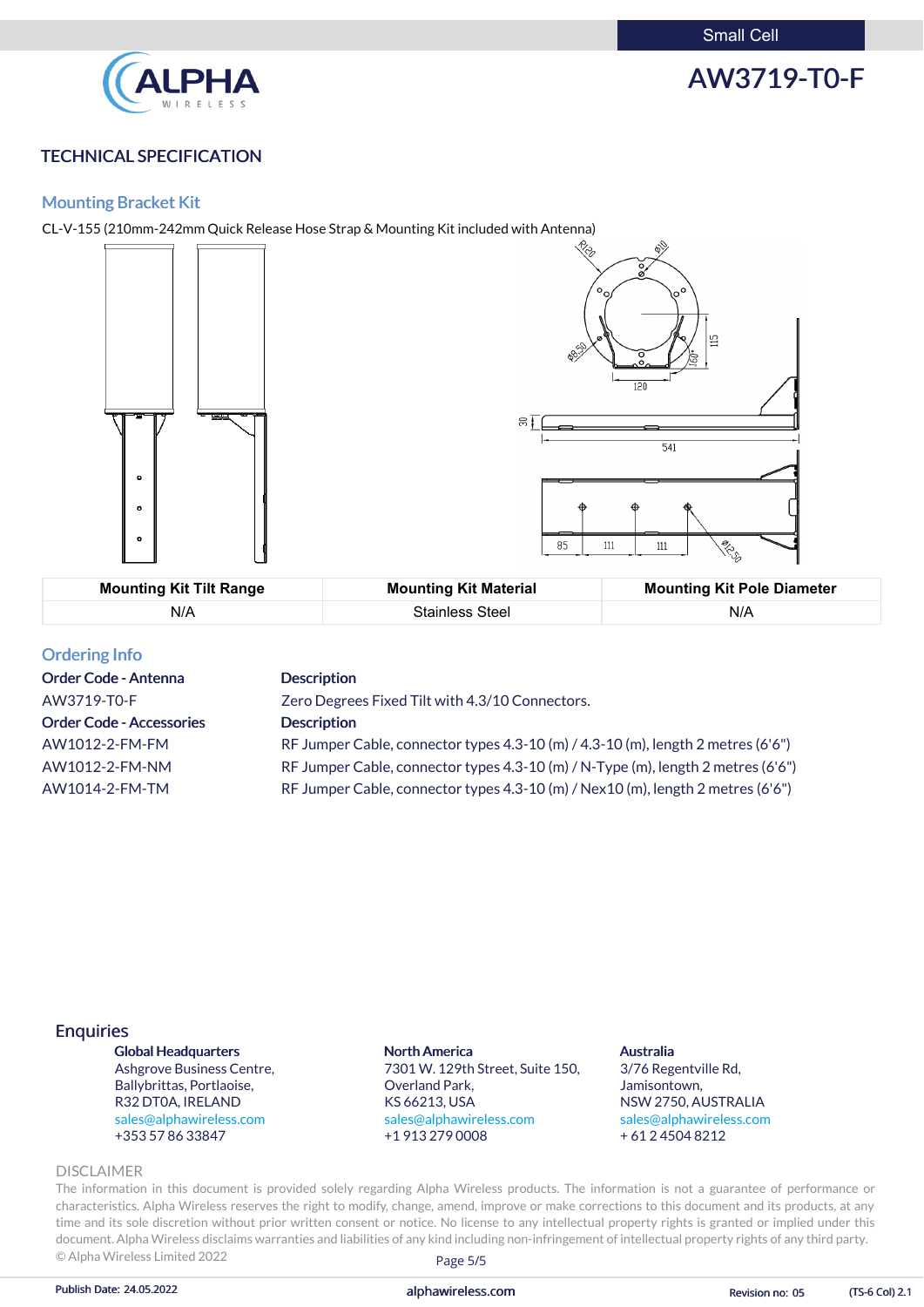Small Cell

# AW3719-T0-F

## TECHNICAL SPECIFICATION

### Mounting Bracket Kit

CL-V-155 (210mm-242mm Quick Release Hose Strap & Mounting Kit included with Antenna)

R120
ø10
ø8.50
120
115
160°
30
541
85
111
111
ø12.50

| Mounting Kit Tilt Range | Mounting Kit Material | Mounting Kit Pole Diameter |
|---|---|---|
| N/A | Stainless Steel | N/A |

### Ordering Info

| Order Code - Antenna | Description |
|---|---|
| AW3719-T0-F | Zero Degrees Fixed Tilt with 4.3/10 Connectors. |
| **Order Code - Accessories** | **Description** |
| AW1012-2-FM-FM | RF Jumper Cable, connector types 4.3-10 (m) / 4.3-10 (m), length 2 metres (6'6") |
| AW1012-2-FM-NM | RF Jumper Cable, connector types 4.3-10 (m) / N-Type (m), length 2 metres (6'6") |
| AW1014-2-FM-TM | RF Jumper Cable, connector types 4.3-10 (m) / Nex10 (m), length 2 metres (6'6") |

### Enquiries

**Global Headquarters**
Ashgrove Business Centre,
Ballybrittas, Portlaoise,
R32 DT0A, IRELAND
sales@alphawireless.com
+353 57 86 33847

**North America**
7301 W. 129th Street, Suite 150,
Overland Park,
KS 66213, USA
sales@alphawireless.com
+1 913 279 0008

**Australia**
3/76 Regentville Rd,
Jamisontown,
NSW 2750, AUSTRALIA
sales@alphawireless.com
+ 61 2 4504 8212

DISCLAIMER

The information in this document is provided solely regarding Alpha Wireless products. The information is not a guarantee of performance or characteristics. Alpha Wireless reserves the right to modify, change, amend, improve or make corrections to this document and its products, at any time and its sole discretion without prior written consent or notice. No license to any intellectual property rights is granted or implied under this document. Alpha Wireless disclaims warranties and liabilities of any kind including non-infringement of intellectual property rights of any third party.

© Alpha Wireless Limited 2022

Publish Date: 24.05.2022 alphawireless.com Revision no: 05 (TS-6 Col) 2.1